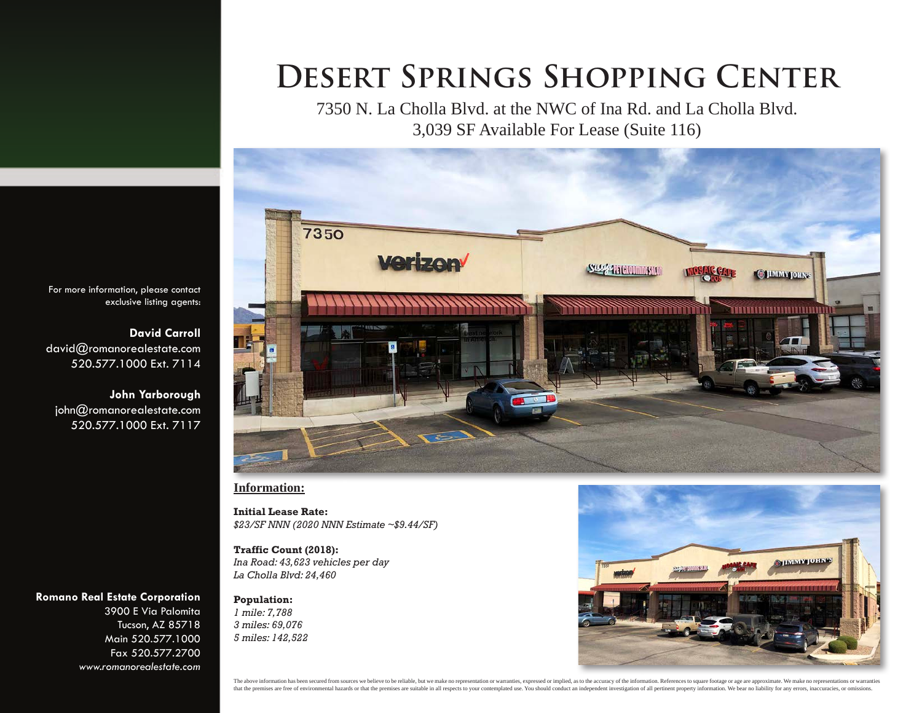# Desert Springs Shopping Center

7350 N. La Cholla Blvd. at the NWC of Ina Rd. and La Cholla Blvd.

3,039 SF Available For Lease (Suite 116)

For more information, please contact exclusive listing agents:

**David Carroll**
david@romanorealestate.com
520.577.1000 Ext. 7114

**John Yarborough**
john@romanorealestate.com
520.577.1000 Ext. 7117

**Romano Real Estate Corporation**
3900 E Via Palomita
Tucson, AZ 85718
Main 520.577.1000
Fax 520.577.2700
*www.romanorealestate.com*

## Information:

**Initial Lease Rate:**
*$23/SF NNN (2020 NNN Estimate ~$9.44/SF)*

**Traffic Count (2018):**
*Ina Road: 43,623 vehicles per day*
*La Cholla Blvd: 24,460*

**Population:**
*1 mile: 7,788*
*3 miles: 69,076*
*5 miles: 142,522*

The above information has been secured from sources we believe to be reliable, but we make no representation or warranties, expressed or implied, as to the accuracy of the information. References to square footage or age are approximate. We make no representations or warranties that the premises are free of environmental hazards or that the premises are suitable in all respects to your contemplated use. You should conduct an independent investigation of all pertinent property information. We bear no liability for any errors, inaccuracies, or omissions.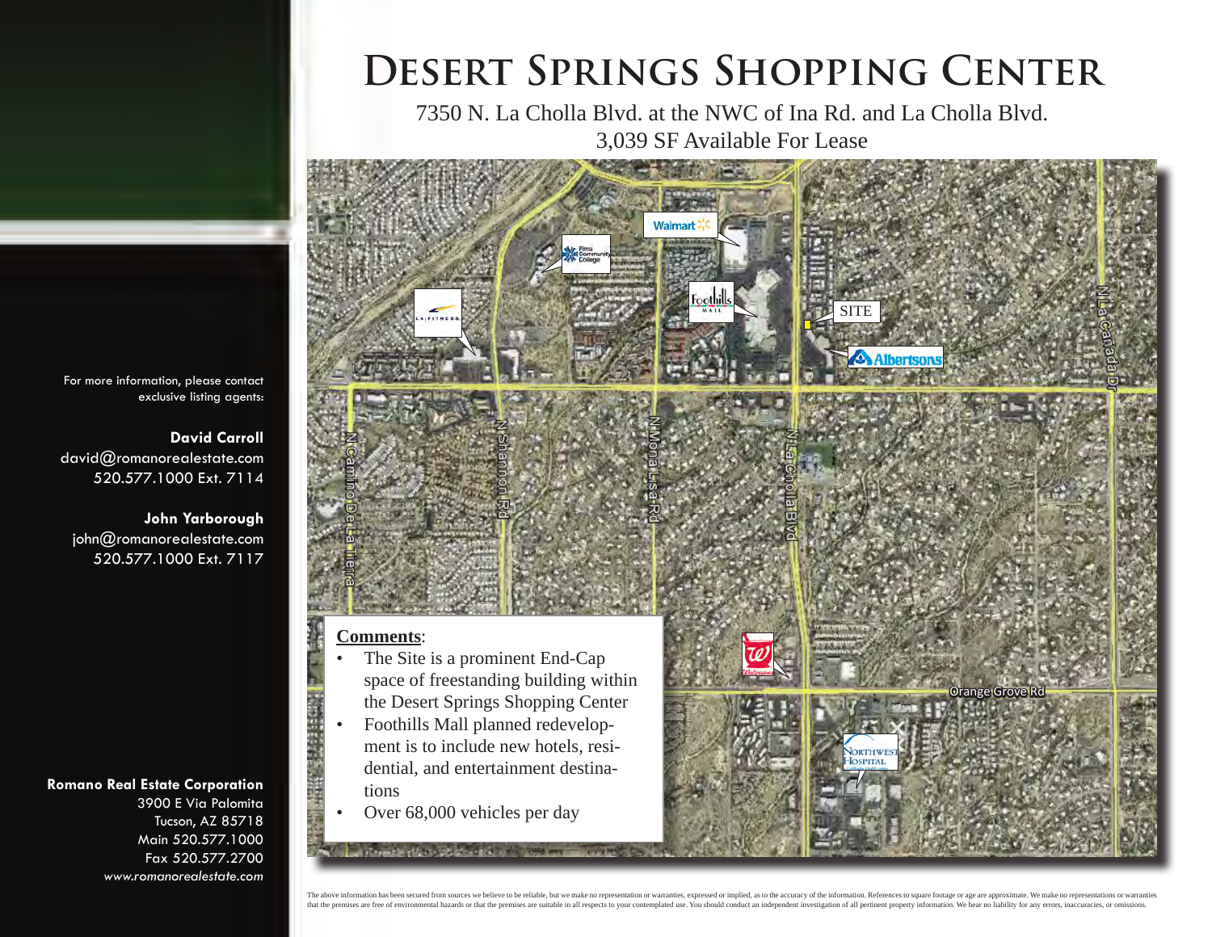# Desert Springs Shopping Center

7350 N. La Cholla Blvd. at the NWC of Ina Rd. and La Cholla Blvd.
3,039 SF Available For Lease

SITE

Walmart

Pima Community College

Foothills Mall

LA Fitness

Albertsons

N Camino De La Tierra

N Shannon Rd

N Mona Lisa Rd

N La Cholla Blvd

N La Cañada Dr

Orange Grove Rd

Walgreens

Northwest Hospital

**Comments**:

- The Site is a prominent End-Cap space of freestanding building within the Desert Springs Shopping Center
- Foothills Mall planned redevelopment is to include new hotels, residential, and entertainment destinations
- Over 68,000 vehicles per day

For more information, please contact exclusive listing agents:

**David Carroll**
david@romanorealestate.com
520.577.1000 Ext. 7114

**John Yarborough**
john@romanorealestate.com
520.577.1000 Ext. 7117

**Romano Real Estate Corporation**
3900 E Via Palomita
Tucson, AZ 85718
Main 520.577.1000
Fax 520.577.2700
*www.romanorealestate.com*

The above information has been secured from sources we believe to be reliable, but we make no representation or warranties, expressed or implied, as to the accuracy of the information. References to square footage or age are approximate. We make no representations or warranties that the premises are free of environmental hazards or that the premises are suitable in all respects to your contemplated use. You should conduct an independent investigation of all pertinent property information. We bear no liability for any errors, inaccuracies, or omissions.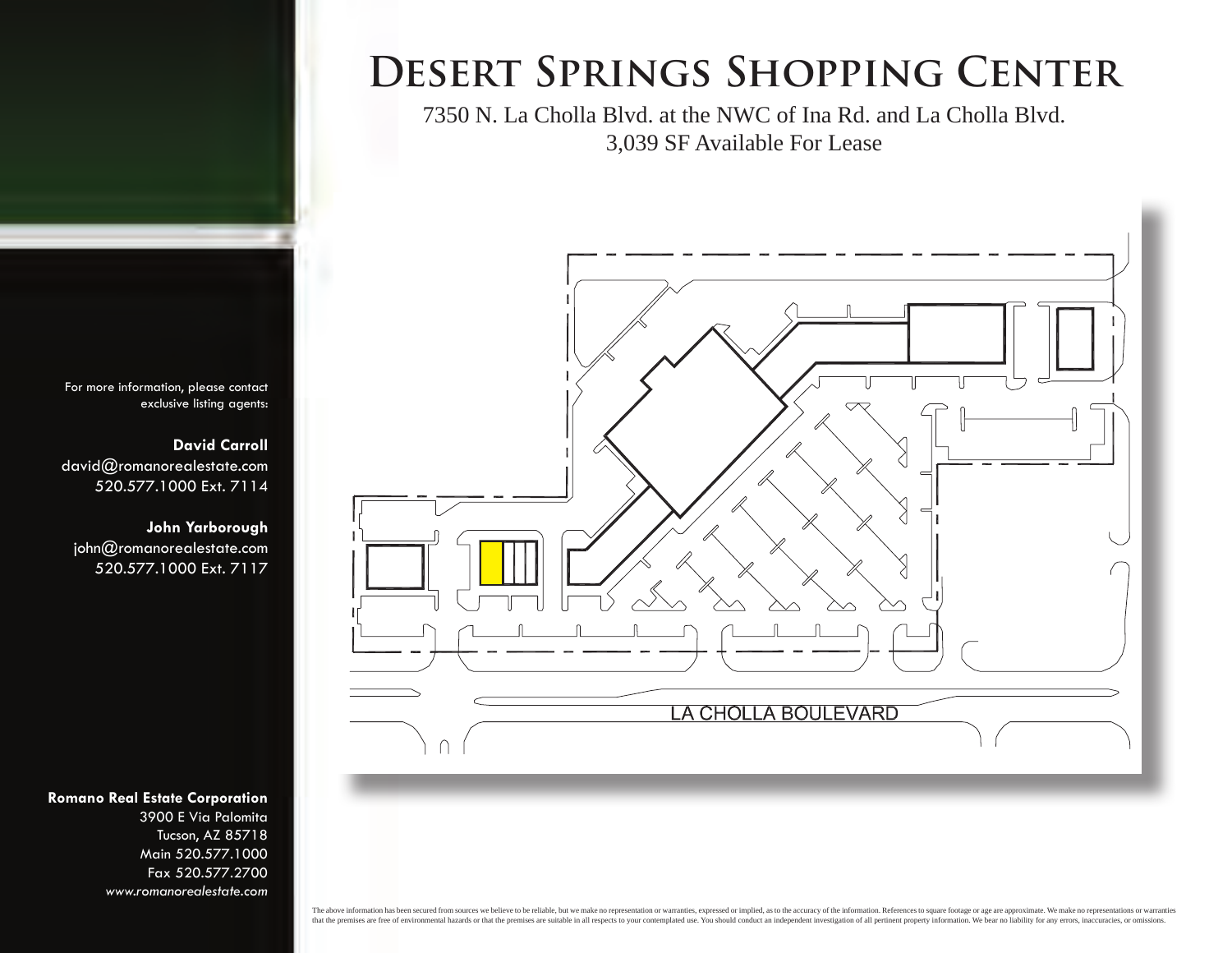# Desert Springs Shopping Center

7350 N. La Cholla Blvd. at the NWC of Ina Rd. and La Cholla Blvd.
3,039 SF Available For Lease

LA CHOLLA BOULEVARD

For more information, please contact exclusive listing agents:

**David Carroll**
david@romanorealestate.com
520.577.1000 Ext. 7114

**John Yarborough**
john@romanorealestate.com
520.577.1000 Ext. 7117

**Romano Real Estate Corporation**
3900 E Via Palomita
Tucson, AZ 85718
Main 520.577.1000
Fax 520.577.2700
*www.romanorealestate.com*

The above information has been secured from sources we believe to be reliable, but we make no representation or warranties, expressed or implied, as to the accuracy of the information. References to square footage or age are approximate. We make no representations or warranties that the premises are free of environmental hazards or that the premises are suitable in all respects to your contemplated use. You should conduct an independent investigation of all pertinent property information. We bear no liability for any errors, inaccuracies, or omissions.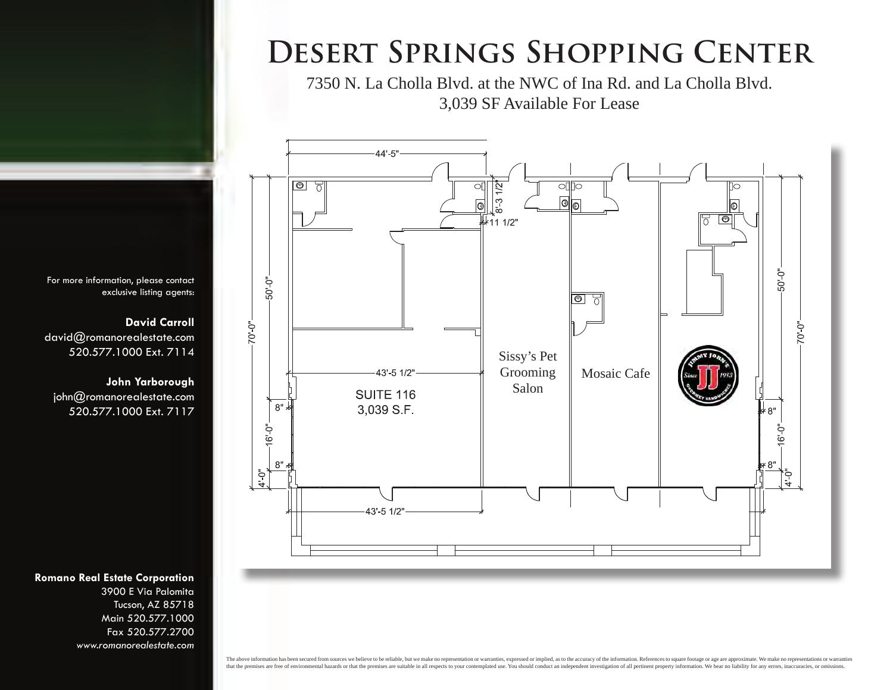# Desert Springs Shopping Center

7350 N. La Cholla Blvd. at the NWC of Ina Rd. and La Cholla Blvd.
3,039 SF Available For Lease

44'-5"
8'-3 1/2"
11 1/2"
50'-0"
70'-0"
43'-5 1/2"
SUITE 116
3,039 S.F.
8"
16'-0"
8"
4'-0"
43'-5 1/2"
Sissy's Pet Grooming Salon
Mosaic Cafe
50'-0"
70'-0"
8"
16'-0"
8"
4'-0"

For more information, please contact exclusive listing agents:

**David Carroll**
david@romanorealestate.com
520.577.1000 Ext. 7114

**John Yarborough**
john@romanorealestate.com
520.577.1000 Ext. 7117

**Romano Real Estate Corporation**
3900 E Via Palomita
Tucson, AZ 85718
Main 520.577.1000
Fax 520.577.2700
*www.romanorealestate.com*

The above information has been secured from sources we believe to be reliable, but we make no representation or warranties, expressed or implied, as to the accuracy of the information. References to square footage or age are approximate. We make no representations or warranties that the premises are free of environmental hazards or that the premises are suitable in all respects to your contemplated use. You should conduct an independent investigation of all pertinent property information. We bear no liability for any errors, inaccuracies, or omissions.